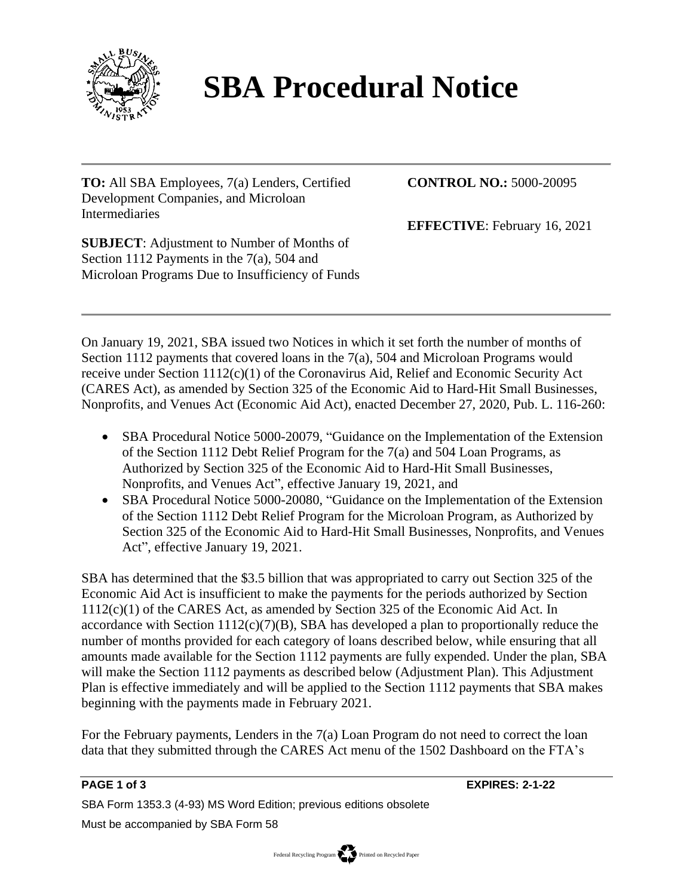# SBA Procedural Notice

**TO:** All SBA Employees, 7(a) Lenders, Certified Development Companies, and Microloan Intermediaries

**CONTROL NO.:** 5000-20095

**EFFECTIVE**: February 16, 2021

**SUBJECT**: Adjustment to Number of Months of Section 1112 Payments in the 7(a), 504 and Microloan Programs Due to Insufficiency of Funds

---

On January 19, 2021, SBA issued two Notices in which it set forth the number of months of Section 1112 payments that covered loans in the 7(a), 504 and Microloan Programs would receive under Section 1112(c)(1) of the Coronavirus Aid, Relief and Economic Security Act (CARES Act), as amended by Section 325 of the Economic Aid to Hard-Hit Small Businesses, Nonprofits, and Venues Act (Economic Aid Act), enacted December 27, 2020, Pub. L. 116-260:

- SBA Procedural Notice 5000-20079, "Guidance on the Implementation of the Extension of the Section 1112 Debt Relief Program for the 7(a) and 504 Loan Programs, as Authorized by Section 325 of the Economic Aid to Hard-Hit Small Businesses, Nonprofits, and Venues Act", effective January 19, 2021, and
- SBA Procedural Notice 5000-20080, "Guidance on the Implementation of the Extension of the Section 1112 Debt Relief Program for the Microloan Program, as Authorized by Section 325 of the Economic Aid to Hard-Hit Small Businesses, Nonprofits, and Venues Act", effective January 19, 2021.

SBA has determined that the $3.5 billion that was appropriated to carry out Section 325 of the Economic Aid Act is insufficient to make the payments for the periods authorized by Section 1112(c)(1) of the CARES Act, as amended by Section 325 of the Economic Aid Act. In accordance with Section 1112(c)(7)(B), SBA has developed a plan to proportionally reduce the number of months provided for each category of loans described below, while ensuring that all amounts made available for the Section 1112 payments are fully expended. Under the plan, SBA will make the Section 1112 payments as described below (Adjustment Plan). This Adjustment Plan is effective immediately and will be applied to the Section 1112 payments that SBA makes beginning with the payments made in February 2021.

For the February payments, Lenders in the 7(a) Loan Program do not need to correct the loan data that they submitted through the CARES Act menu of the 1502 Dashboard on the FTA's

**EXPIRES: 2-1-22**

SBA Form 1353.3 (4-93) MS Word Edition; previous editions obsolete

Must be accompanied by SBA Form 58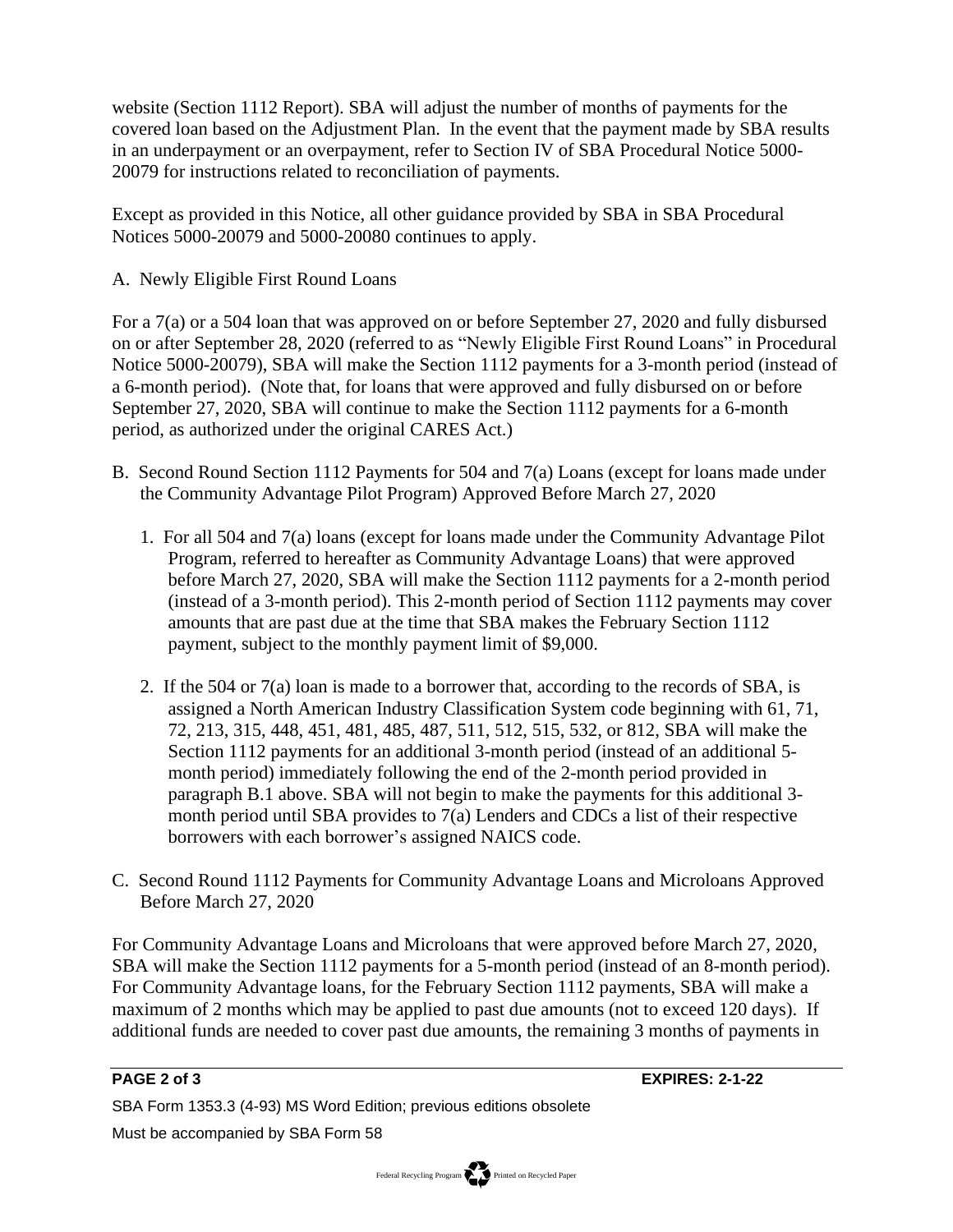website (Section 1112 Report). SBA will adjust the number of months of payments for the covered loan based on the Adjustment Plan. In the event that the payment made by SBA results in an underpayment or an overpayment, refer to Section IV of SBA Procedural Notice 5000-20079 for instructions related to reconciliation of payments.

Except as provided in this Notice, all other guidance provided by SBA in SBA Procedural Notices 5000-20079 and 5000-20080 continues to apply.

A. Newly Eligible First Round Loans

For a 7(a) or a 504 loan that was approved on or before September 27, 2020 and fully disbursed on or after September 28, 2020 (referred to as "Newly Eligible First Round Loans" in Procedural Notice 5000-20079), SBA will make the Section 1112 payments for a 3-month period (instead of a 6-month period). (Note that, for loans that were approved and fully disbursed on or before September 27, 2020, SBA will continue to make the Section 1112 payments for a 6-month period, as authorized under the original CARES Act.)

B. Second Round Section 1112 Payments for 504 and 7(a) Loans (except for loans made under the Community Advantage Pilot Program) Approved Before March 27, 2020

1. For all 504 and 7(a) loans (except for loans made under the Community Advantage Pilot Program, referred to hereafter as Community Advantage Loans) that were approved before March 27, 2020, SBA will make the Section 1112 payments for a 2-month period (instead of a 3-month period). This 2-month period of Section 1112 payments may cover amounts that are past due at the time that SBA makes the February Section 1112 payment, subject to the monthly payment limit of $9,000.

2. If the 504 or 7(a) loan is made to a borrower that, according to the records of SBA, is assigned a North American Industry Classification System code beginning with 61, 71, 72, 213, 315, 448, 451, 481, 485, 487, 511, 512, 515, 532, or 812, SBA will make the Section 1112 payments for an additional 3-month period (instead of an additional 5-month period) immediately following the end of the 2-month period provided in paragraph B.1 above. SBA will not begin to make the payments for this additional 3-month period until SBA provides to 7(a) Lenders and CDCs a list of their respective borrowers with each borrower's assigned NAICS code.

C. Second Round 1112 Payments for Community Advantage Loans and Microloans Approved Before March 27, 2020

For Community Advantage Loans and Microloans that were approved before March 27, 2020, SBA will make the Section 1112 payments for a 5-month period (instead of an 8-month period). For Community Advantage loans, for the February Section 1112 payments, SBA will make a maximum of 2 months which may be applied to past due amounts (not to exceed 120 days). If additional funds are needed to cover past due amounts, the remaining 3 months of payments in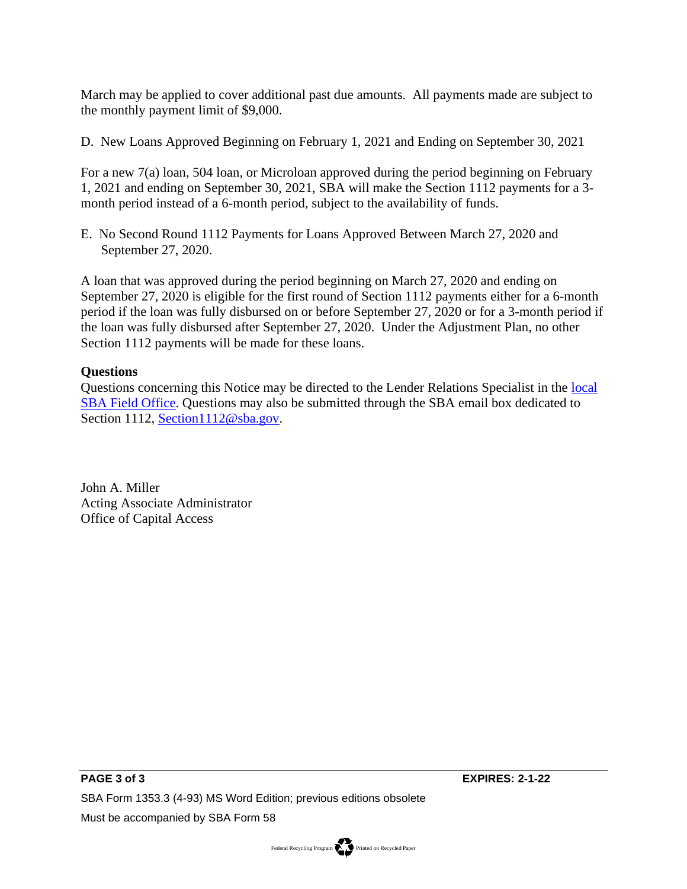March may be applied to cover additional past due amounts. All payments made are subject to the monthly payment limit of $9,000.

D. New Loans Approved Beginning on February 1, 2021 and Ending on September 30, 2021

For a new 7(a) loan, 504 loan, or Microloan approved during the period beginning on February 1, 2021 and ending on September 30, 2021, SBA will make the Section 1112 payments for a 3-month period instead of a 6-month period, subject to the availability of funds.

E. No Second Round 1112 Payments for Loans Approved Between March 27, 2020 and September 27, 2020.

A loan that was approved during the period beginning on March 27, 2020 and ending on September 27, 2020 is eligible for the first round of Section 1112 payments either for a 6-month period if the loan was fully disbursed on or before September 27, 2020 or for a 3-month period if the loan was fully disbursed after September 27, 2020. Under the Adjustment Plan, no other Section 1112 payments will be made for these loans.

**Questions**

Questions concerning this Notice may be directed to the Lender Relations Specialist in the local SBA Field Office. Questions may also be submitted through the SBA email box dedicated to Section 1112, Section1112@sba.gov.

John A. Miller
Acting Associate Administrator
Office of Capital Access

**EXPIRES: 2-1-22**

SBA Form 1353.3 (4-93) MS Word Edition; previous editions obsolete

Must be accompanied by SBA Form 58